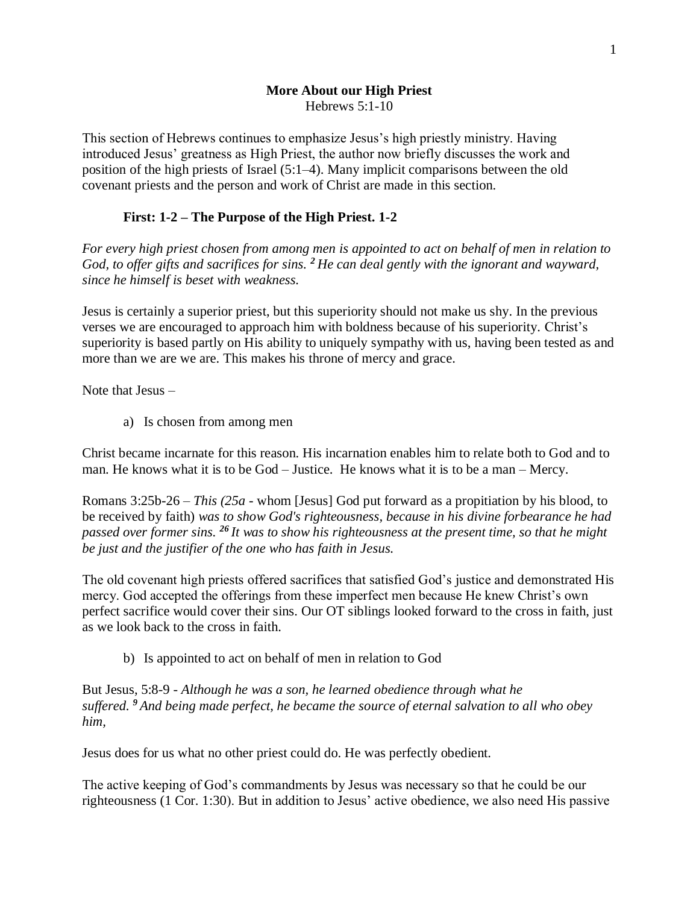**More About our High Priest**

Hebrews 5:1-10

This section of Hebrews continues to emphasize Jesus's high priestly ministry. Having introduced Jesus' greatness as High Priest, the author now briefly discusses the work and position of the high priests of Israel (5:1–4). Many implicit comparisons between the old covenant priests and the person and work of Christ are made in this section.

**First: 1-2 – The Purpose of the High Priest. 1-2**

*For every high priest chosen from among men is appointed to act on behalf of men in relation to God, to offer gifts and sacrifices for sins.* ***2*** *He can deal gently with the ignorant and wayward, since he himself is beset with weakness.*

Jesus is certainly a superior priest, but this superiority should not make us shy. In the previous verses we are encouraged to approach him with boldness because of his superiority. Christ's superiority is based partly on His ability to uniquely sympathy with us, having been tested as and more than we are we are. This makes his throne of mercy and grace.

Note that Jesus –

a) Is chosen from among men

Christ became incarnate for this reason. His incarnation enables him to relate both to God and to man. He knows what it is to be God – Justice. He knows what it is to be a man – Mercy.

Romans 3:25b-26 – *This (25a* - whom [Jesus] God put forward as a propitiation by his blood, to be received by faith) *was to show God's righteousness, because in his divine forbearance he had passed over former sins.* ***26*** *It was to show his righteousness at the present time, so that he might be just and the justifier of the one who has faith in Jesus.*

The old covenant high priests offered sacrifices that satisfied God's justice and demonstrated His mercy. God accepted the offerings from these imperfect men because He knew Christ's own perfect sacrifice would cover their sins. Our OT siblings looked forward to the cross in faith, just as we look back to the cross in faith.

b) Is appointed to act on behalf of men in relation to God

But Jesus, 5:8-9 - *Although he was a son, he learned obedience through what he suffered.* ***9*** *And being made perfect, he became the source of eternal salvation to all who obey him,*

Jesus does for us what no other priest could do. He was perfectly obedient.

The active keeping of God's commandments by Jesus was necessary so that he could be our righteousness (1 Cor. 1:30). But in addition to Jesus' active obedience, we also need His passive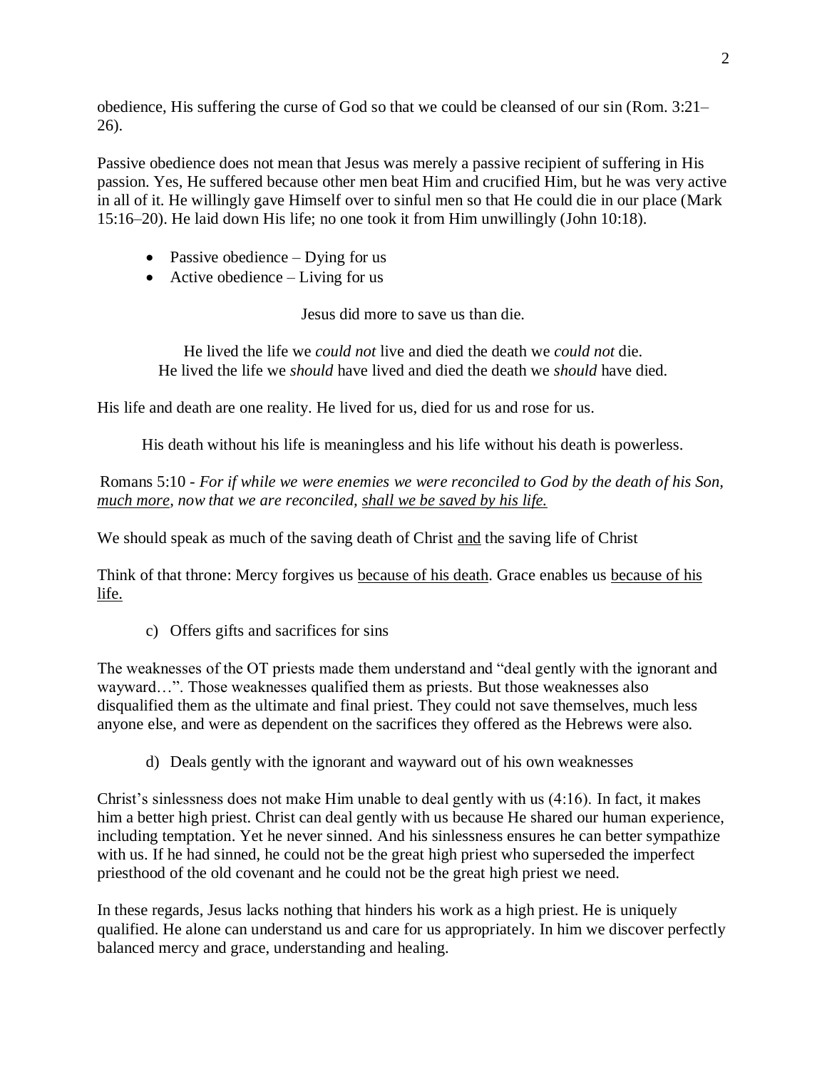obedience, His suffering the curse of God so that we could be cleansed of our sin (Rom. 3:21–26).

Passive obedience does not mean that Jesus was merely a passive recipient of suffering in His passion. Yes, He suffered because other men beat Him and crucified Him, but he was very active in all of it. He willingly gave Himself over to sinful men so that He could die in our place (Mark 15:16–20). He laid down His life; no one took it from Him unwillingly (John 10:18).

- Passive obedience – Dying for us
- Active obedience – Living for us

Jesus did more to save us than die.

He lived the life we *could not* live and died the death we *could not* die.
He lived the life we *should* have lived and died the death we *should* have died.

His life and death are one reality. He lived for us, died for us and rose for us.

His death without his life is meaningless and his life without his death is powerless.

Romans 5:10 - *For if while we were enemies we were reconciled to God by the death of his Son, <u>much more</u>, now that we are reconciled, <u>shall we be saved by his life.</u>*

We should speak as much of the saving death of Christ <u>and</u> the saving life of Christ

Think of that throne: Mercy forgives us <u>because of his death</u>. Grace enables us <u>because of his life.</u>

c) Offers gifts and sacrifices for sins

The weaknesses of the OT priests made them understand and "deal gently with the ignorant and wayward…". Those weaknesses qualified them as priests. But those weaknesses also disqualified them as the ultimate and final priest. They could not save themselves, much less anyone else, and were as dependent on the sacrifices they offered as the Hebrews were also.

d) Deals gently with the ignorant and wayward out of his own weaknesses

Christ's sinlessness does not make Him unable to deal gently with us (4:16). In fact, it makes him a better high priest. Christ can deal gently with us because He shared our human experience, including temptation. Yet he never sinned. And his sinlessness ensures he can better sympathize with us. If he had sinned, he could not be the great high priest who superseded the imperfect priesthood of the old covenant and he could not be the great high priest we need.

In these regards, Jesus lacks nothing that hinders his work as a high priest. He is uniquely qualified. He alone can understand us and care for us appropriately. In him we discover perfectly balanced mercy and grace, understanding and healing.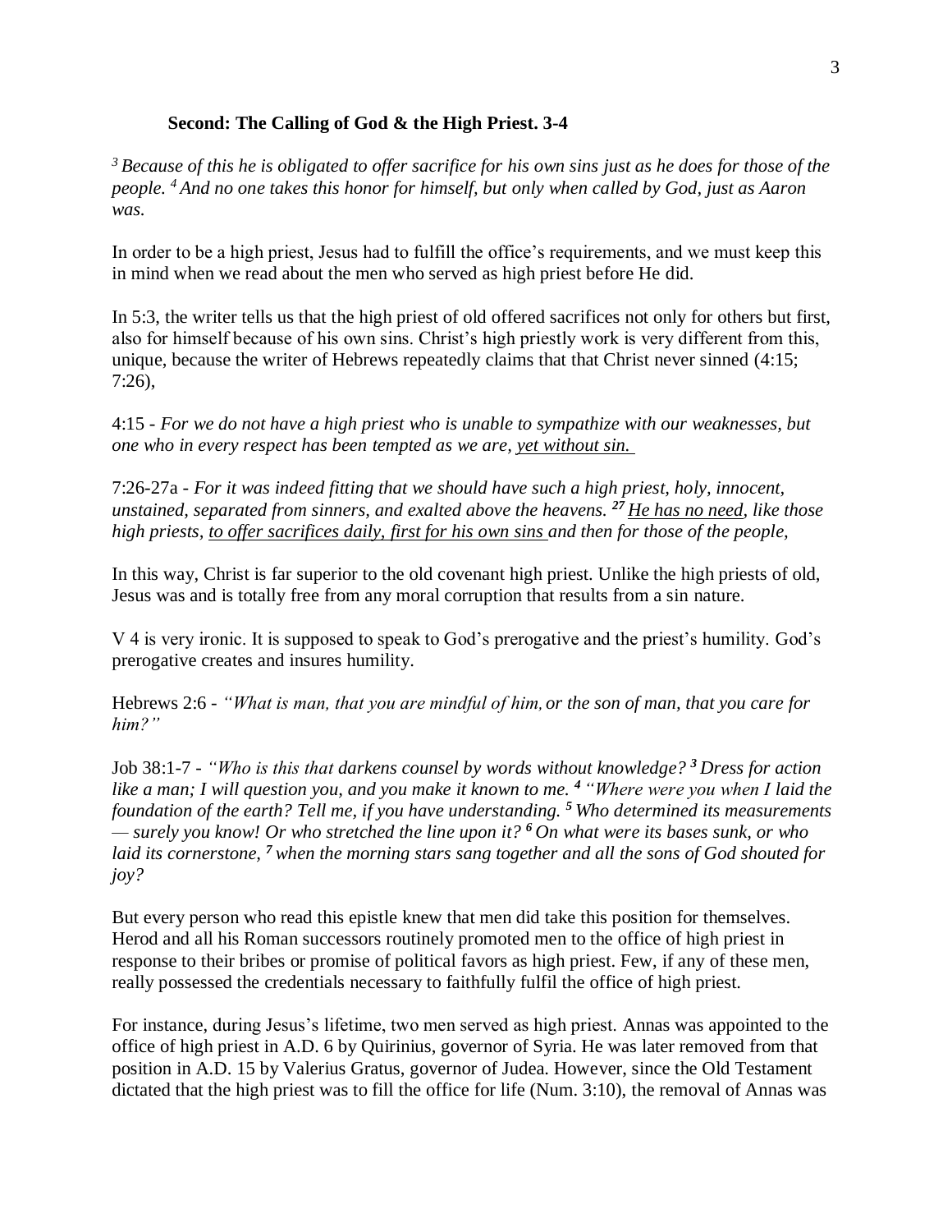**Second: The Calling of God & the High Priest. 3-4**

[3] *Because of this he is obligated to offer sacrifice for his own sins just as he does for those of the people.* [4] *And no one takes this honor for himself, but only when called by God, just as Aaron was.*

In order to be a high priest, Jesus had to fulfill the office's requirements, and we must keep this in mind when we read about the men who served as high priest before He did.

In 5:3, the writer tells us that the high priest of old offered sacrifices not only for others but first, also for himself because of his own sins. Christ's high priestly work is very different from this, unique, because the writer of Hebrews repeatedly claims that that Christ never sinned (4:15; 7:26),

4:15 - *For we do not have a high priest who is unable to sympathize with our weaknesses, but one who in every respect has been tempted as we are, <u>yet without sin.</u>*

7:26-27a - *For it was indeed fitting that we should have such a high priest, holy, innocent, unstained, separated from sinners, and exalted above the heavens.* [27] *<u>He has no need</u>, like those high priests, <u>to offer sacrifices daily, first for his own sins</u> and then for those of the people,*

In this way, Christ is far superior to the old covenant high priest. Unlike the high priests of old, Jesus was and is totally free from any moral corruption that results from a sin nature.

V 4 is very ironic. It is supposed to speak to God's prerogative and the priest's humility. God's prerogative creates and insures humility.

Hebrews 2:6 - *"What is man, that you are mindful of him, or the son of man, that you care for him?"*

Job 38:1-7 - *"Who is this that darkens counsel by words without knowledge?* [3] *Dress for action like a man; I will question you, and you make it known to me.* [4] *"Where were you when I laid the foundation of the earth? Tell me, if you have understanding.* [5] *Who determined its measurements — surely you know! Or who stretched the line upon it?* [6] *On what were its bases sunk, or who laid its cornerstone,* [7] *when the morning stars sang together and all the sons of God shouted for joy?*

But every person who read this epistle knew that men did take this position for themselves. Herod and all his Roman successors routinely promoted men to the office of high priest in response to their bribes or promise of political favors as high priest. Few, if any of these men, really possessed the credentials necessary to faithfully fulfil the office of high priest.

For instance, during Jesus's lifetime, two men served as high priest. Annas was appointed to the office of high priest in A.D. 6 by Quirinius, governor of Syria. He was later removed from that position in A.D. 15 by Valerius Gratus, governor of Judea. However, since the Old Testament dictated that the high priest was to fill the office for life (Num. 3:10), the removal of Annas was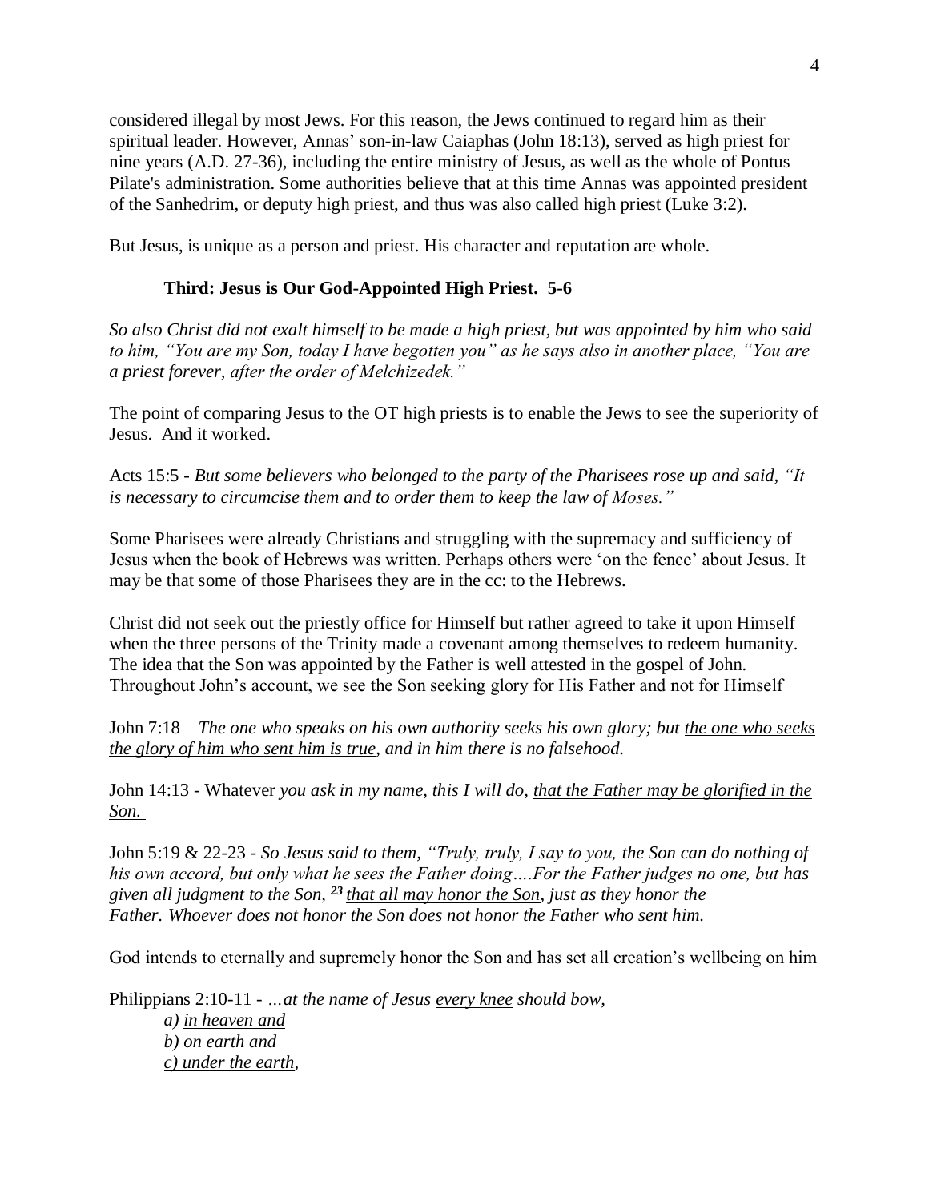considered illegal by most Jews. For this reason, the Jews continued to regard him as their spiritual leader. However, Annas' son-in-law Caiaphas (John 18:13), served as high priest for nine years (A.D. 27-36), including the entire ministry of Jesus, as well as the whole of Pontus Pilate's administration. Some authorities believe that at this time Annas was appointed president of the Sanhedrin, or deputy high priest, and thus was also called high priest (Luke 3:2).

But Jesus, is unique as a person and priest. His character and reputation are whole.

### Third: Jesus is Our God-Appointed High Priest. 5-6

*So also Christ did not exalt himself to be made a high priest, but was appointed by him who said to him, "You are my Son, today I have begotten you" as he says also in another place, "You are a priest forever, after the order of Melchizedek."*

The point of comparing Jesus to the OT high priests is to enable the Jews to see the superiority of Jesus. And it worked.

Acts 15:5 - *But some <u>believers who belonged to the party of the Pharisees</u> rose up and said, "It is necessary to circumcise them and to order them to keep the law of Moses."*

Some Pharisees were already Christians and struggling with the supremacy and sufficiency of Jesus when the book of Hebrews was written. Perhaps others were 'on the fence' about Jesus. It may be that some of those Pharisees they are in the cc: to the Hebrews.

Christ did not seek out the priestly office for Himself but rather agreed to take it upon Himself when the three persons of the Trinity made a covenant among themselves to redeem humanity. The idea that the Son was appointed by the Father is well attested in the gospel of John. Throughout John's account, we see the Son seeking glory for His Father and not for Himself

John 7:18 – *The one who speaks on his own authority seeks his own glory; but <u>the one who seeks the glory of him who sent him is true</u>, and in him there is no falsehood.*

John 14:13 - Whatever *you ask in my name, this I will do, <u>that the Father may be glorified in the Son.</u>*

John 5:19 & 22-23 - *So Jesus said to them, "Truly, truly, I say to you, the Son can do nothing of his own accord, but only what he sees the Father doing….For the Father judges no one, but has given all judgment to the Son,* ***23*** *<u>that all may honor the Son</u>, just as they honor the Father. Whoever does not honor the Son does not honor the Father who sent him.*

God intends to eternally and supremely honor the Son and has set all creation's wellbeing on him

Philippians 2:10-11 - *…at the name of Jesus <u>every knee</u> should bow,*

*a) <u>in heaven and</u>*
*b) <u>on earth and</u>*
*c) <u>under the earth</u>,*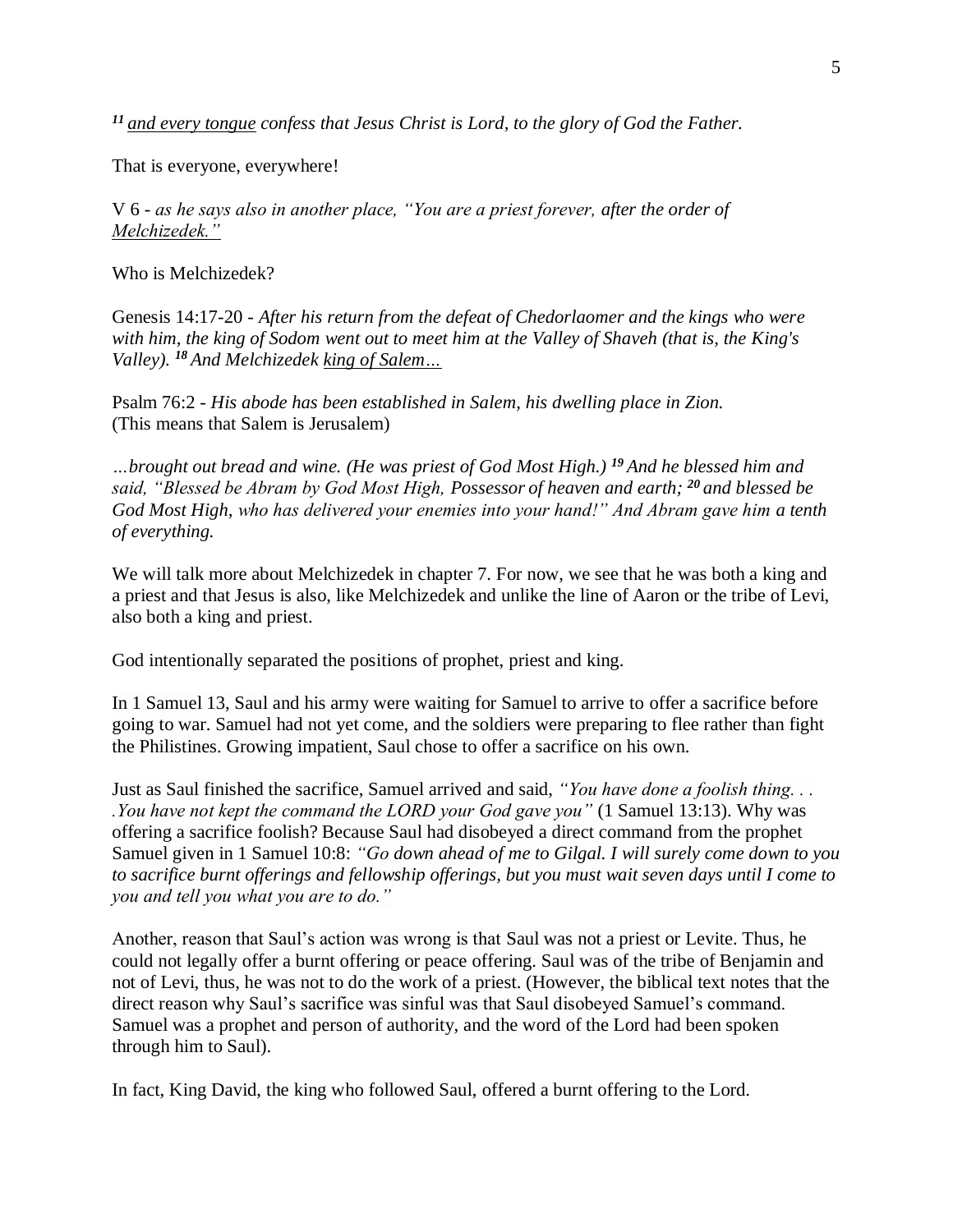*[11] and every tongue confess that Jesus Christ is Lord, to the glory of God the Father.*

That is everyone, everywhere!

V 6 - *as he says also in another place, "You are a priest forever, after the order of Melchizedek."*

Who is Melchizedek?

Genesis 14:17-20 - *After his return from the defeat of Chedorlaomer and the kings who were with him, the king of Sodom went out to meet him at the Valley of Shaveh (that is, the King's Valley). [18] And Melchizedek king of Salem…*

Psalm 76:2 - *His abode has been established in Salem, his dwelling place in Zion.*
(This means that Salem is Jerusalem)

*…brought out bread and wine. (He was priest of God Most High.) [19] And he blessed him and said, "Blessed be Abram by God Most High, Possessor of heaven and earth; [20] and blessed be God Most High, who has delivered your enemies into your hand!" And Abram gave him a tenth of everything.*

We will talk more about Melchizedek in chapter 7. For now, we see that he was both a king and a priest and that Jesus is also, like Melchizedek and unlike the line of Aaron or the tribe of Levi, also both a king and priest.

God intentionally separated the positions of prophet, priest and king.

In 1 Samuel 13, Saul and his army were waiting for Samuel to arrive to offer a sacrifice before going to war. Samuel had not yet come, and the soldiers were preparing to flee rather than fight the Philistines. Growing impatient, Saul chose to offer a sacrifice on his own.

Just as Saul finished the sacrifice, Samuel arrived and said, *"You have done a foolish thing. . . .You have not kept the command the LORD your God gave you"* (1 Samuel 13:13). Why was offering a sacrifice foolish? Because Saul had disobeyed a direct command from the prophet Samuel given in 1 Samuel 10:8: *"Go down ahead of me to Gilgal. I will surely come down to you to sacrifice burnt offerings and fellowship offerings, but you must wait seven days until I come to you and tell you what you are to do."*

Another, reason that Saul's action was wrong is that Saul was not a priest or Levite. Thus, he could not legally offer a burnt offering or peace offering. Saul was of the tribe of Benjamin and not of Levi, thus, he was not to do the work of a priest. (However, the biblical text notes that the direct reason why Saul's sacrifice was sinful was that Saul disobeyed Samuel's command. Samuel was a prophet and person of authority, and the word of the Lord had been spoken through him to Saul).

In fact, King David, the king who followed Saul, offered a burnt offering to the Lord.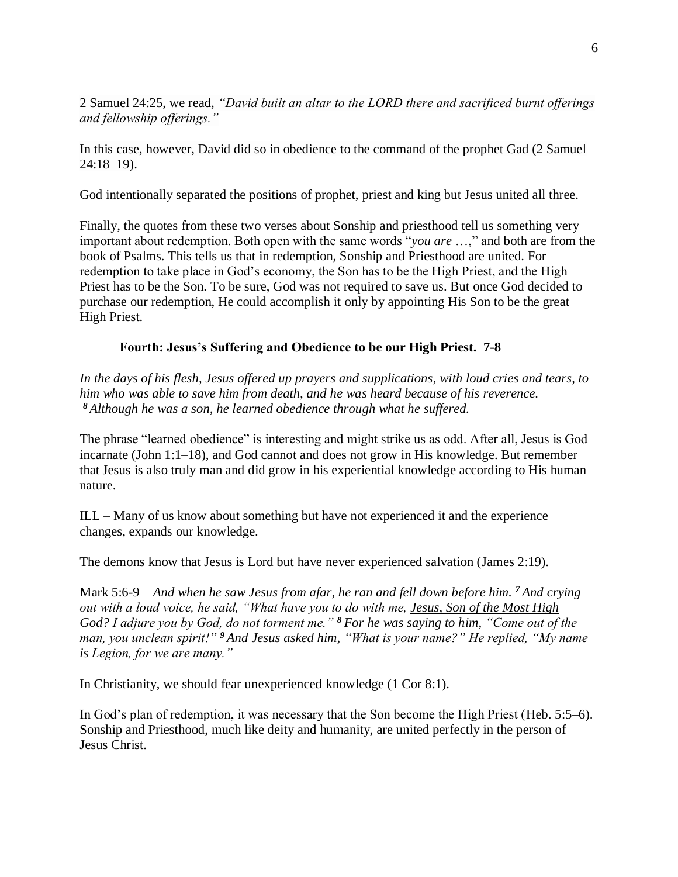2 Samuel 24:25, we read, *"David built an altar to the LORD there and sacrificed burnt offerings and fellowship offerings."*

In this case, however, David did so in obedience to the command of the prophet Gad (2 Samuel 24:18–19).

God intentionally separated the positions of prophet, priest and king but Jesus united all three.

Finally, the quotes from these two verses about Sonship and priesthood tell us something very important about redemption. Both open with the same words "*you are* …," and both are from the book of Psalms. This tells us that in redemption, Sonship and Priesthood are united. For redemption to take place in God's economy, the Son has to be the High Priest, and the High Priest has to be the Son. To be sure, God was not required to save us. But once God decided to purchase our redemption, He could accomplish it only by appointing His Son to be the great High Priest.

**Fourth: Jesus's Suffering and Obedience to be our High Priest. 7-8**

*In the days of his flesh, Jesus offered up prayers and supplications, with loud cries and tears, to him who was able to save him from death, and he was heard because of his reverence.* ***8*** *Although he was a son, he learned obedience through what he suffered.*

The phrase "learned obedience" is interesting and might strike us as odd. After all, Jesus is God incarnate (John 1:1–18), and God cannot and does not grow in His knowledge. But remember that Jesus is also truly man and did grow in his experiential knowledge according to His human nature.

ILL – Many of us know about something but have not experienced it and the experience changes, expands our knowledge.

The demons know that Jesus is Lord but have never experienced salvation (James 2:19).

Mark 5:6-9 – *And when he saw Jesus from afar, he ran and fell down before him.* ***7*** *And crying out with a loud voice, he said, "What have you to do with me, <u>Jesus, Son of the Most High God?</u> I adjure you by God, do not torment me."* ***8*** *For he was saying to him, "Come out of the man, you unclean spirit!"* ***9*** *And Jesus asked him, "What is your name?" He replied, "My name is Legion, for we are many."*

In Christianity, we should fear unexperienced knowledge (1 Cor 8:1).

In God's plan of redemption, it was necessary that the Son become the High Priest (Heb. 5:5–6). Sonship and Priesthood, much like deity and humanity, are united perfectly in the person of Jesus Christ.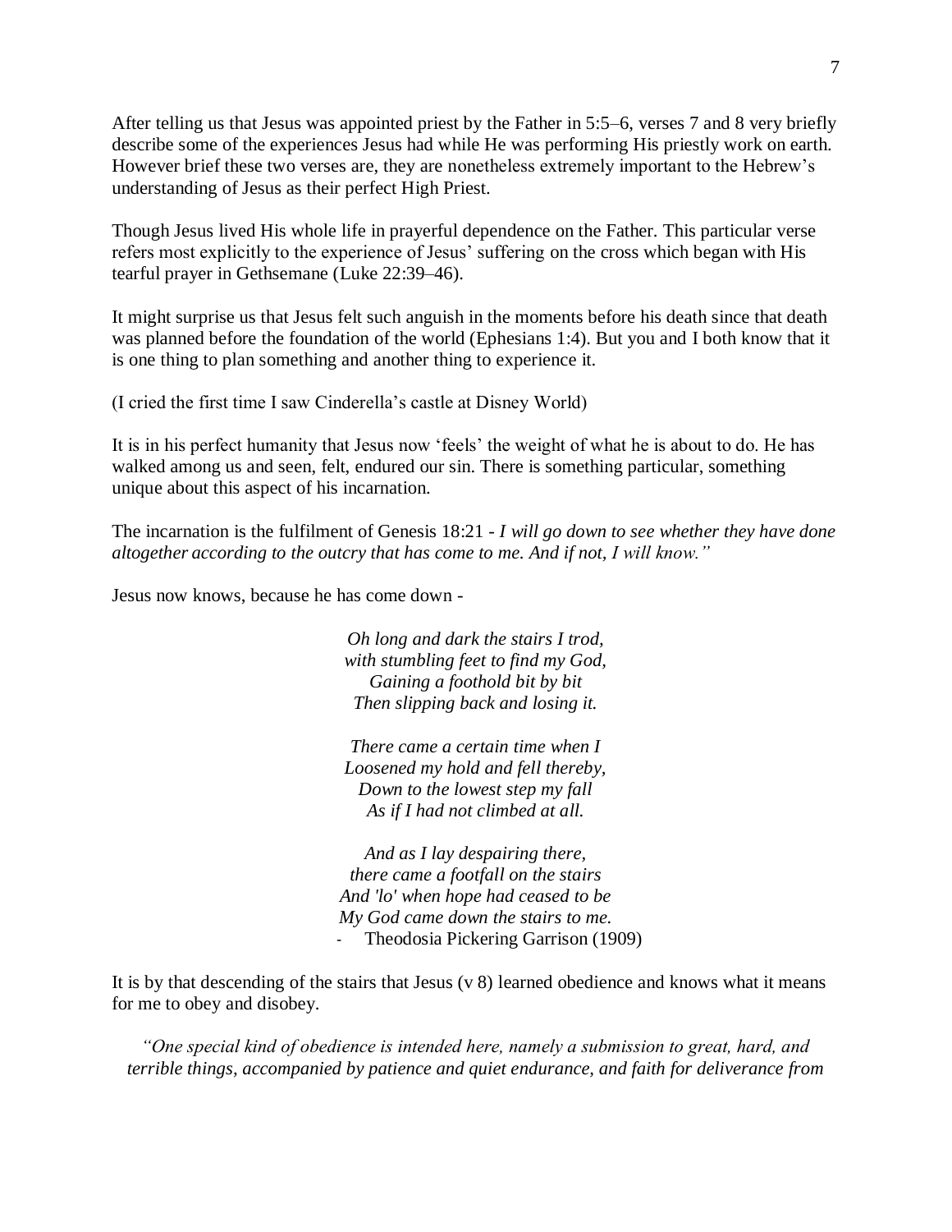After telling us that Jesus was appointed priest by the Father in 5:5–6, verses 7 and 8 very briefly describe some of the experiences Jesus had while He was performing His priestly work on earth. However brief these two verses are, they are nonetheless extremely important to the Hebrew's understanding of Jesus as their perfect High Priest.

Though Jesus lived His whole life in prayerful dependence on the Father. This particular verse refers most explicitly to the experience of Jesus' suffering on the cross which began with His tearful prayer in Gethsemane (Luke 22:39–46).

It might surprise us that Jesus felt such anguish in the moments before his death since that death was planned before the foundation of the world (Ephesians 1:4). But you and I both know that it is one thing to plan something and another thing to experience it.

(I cried the first time I saw Cinderella's castle at Disney World)

It is in his perfect humanity that Jesus now 'feels' the weight of what he is about to do. He has walked among us and seen, felt, endured our sin. There is something particular, something unique about this aspect of his incarnation.

The incarnation is the fulfilment of Genesis 18:21 - *I will go down to see whether they have done altogether according to the outcry that has come to me. And if not, I will know."*

Jesus now knows, because he has come down -

*Oh long and dark the stairs I trod,*
*with stumbling feet to find my God,*
*Gaining a foothold bit by bit*
*Then slipping back and losing it.*

*There came a certain time when I*
*Loosened my hold and fell thereby,*
*Down to the lowest step my fall*
*As if I had not climbed at all.*

*And as I lay despairing there,*
*there came a footfall on the stairs*
*And 'lo' when hope had ceased to be*
*My God came down the stairs to me.*

- Theodosia Pickering Garrison (1909)

It is by that descending of the stairs that Jesus (v 8) learned obedience and knows what it means for me to obey and disobey.

*"One special kind of obedience is intended here, namely a submission to great, hard, and terrible things, accompanied by patience and quiet endurance, and faith for deliverance from*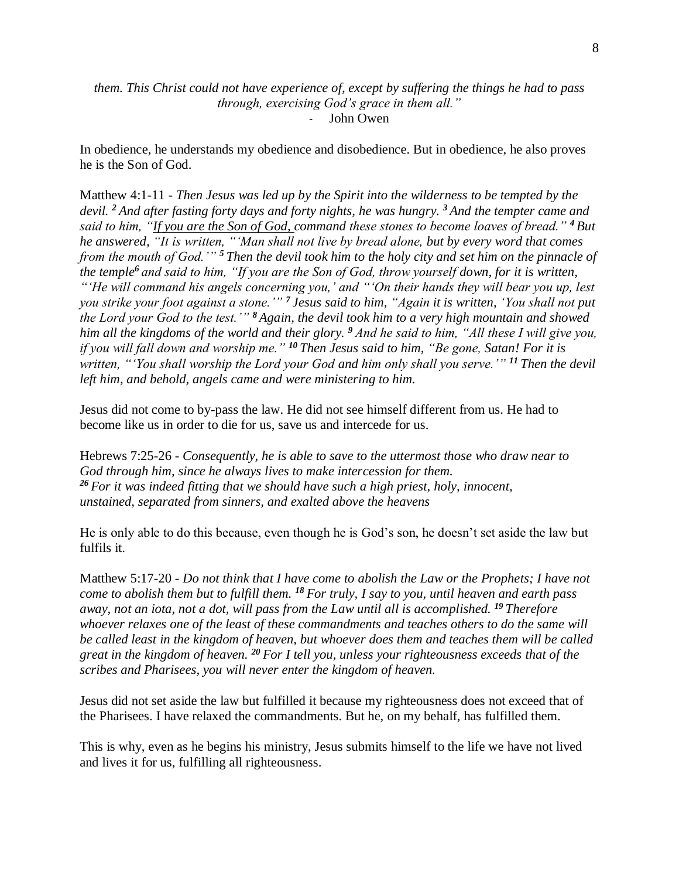*them. This Christ could not have experience of, except by suffering the things he had to pass through, exercising God's grace in them all."*

- John Owen

In obedience, he understands my obedience and disobedience. But in obedience, he also proves he is the Son of God.

Matthew 4:1-11 - *Then Jesus was led up by the Spirit into the wilderness to be tempted by the devil.* ***2*** *And after fasting forty days and forty nights, he was hungry.* ***3*** *And the tempter came and said to him, "<u>If you are the Son of God,</u> command these stones to become loaves of bread."* ***4*** *But he answered, "It is written, "'Man shall not live by bread alone, but by every word that comes from the mouth of God.'"* ***5*** *Then the devil took him to the holy city and set him on the pinnacle of the temple****6*** *and said to him, "If you are the Son of God, throw yourself down, for it is written, "'He will command his angels concerning you,' and "'On their hands they will bear you up, lest you strike your foot against a stone.'"* ***7*** *Jesus said to him, "Again it is written, 'You shall not put the Lord your God to the test.'"* ***8*** *Again, the devil took him to a very high mountain and showed him all the kingdoms of the world and their glory.* ***9*** *And he said to him, "All these I will give you, if you will fall down and worship me."* ***10*** *Then Jesus said to him, "Be gone, Satan! For it is written, "'You shall worship the Lord your God and him only shall you serve.'"* ***11*** *Then the devil left him, and behold, angels came and were ministering to him.*

Jesus did not come to by-pass the law. He did not see himself different from us. He had to become like us in order to die for us, save us and intercede for us.

Hebrews 7:25-26 - *Consequently, he is able to save to the uttermost those who draw near to God through him, since he always lives to make intercession for them.*
***26*** *For it was indeed fitting that we should have such a high priest, holy, innocent, unstained, separated from sinners, and exalted above the heavens*

He is only able to do this because, even though he is God's son, he doesn't set aside the law but fulfils it.

Matthew 5:17-20 - *Do not think that I have come to abolish the Law or the Prophets; I have not come to abolish them but to fulfill them.* ***18*** *For truly, I say to you, until heaven and earth pass away, not an iota, not a dot, will pass from the Law until all is accomplished.* ***19*** *Therefore whoever relaxes one of the least of these commandments and teaches others to do the same will be called least in the kingdom of heaven, but whoever does them and teaches them will be called great in the kingdom of heaven.* ***20*** *For I tell you, unless your righteousness exceeds that of the scribes and Pharisees, you will never enter the kingdom of heaven.*

Jesus did not set aside the law but fulfilled it because my righteousness does not exceed that of the Pharisees. I have relaxed the commandments. But he, on my behalf, has fulfilled them.

This is why, even as he begins his ministry, Jesus submits himself to the life we have not lived and lives it for us, fulfilling all righteousness.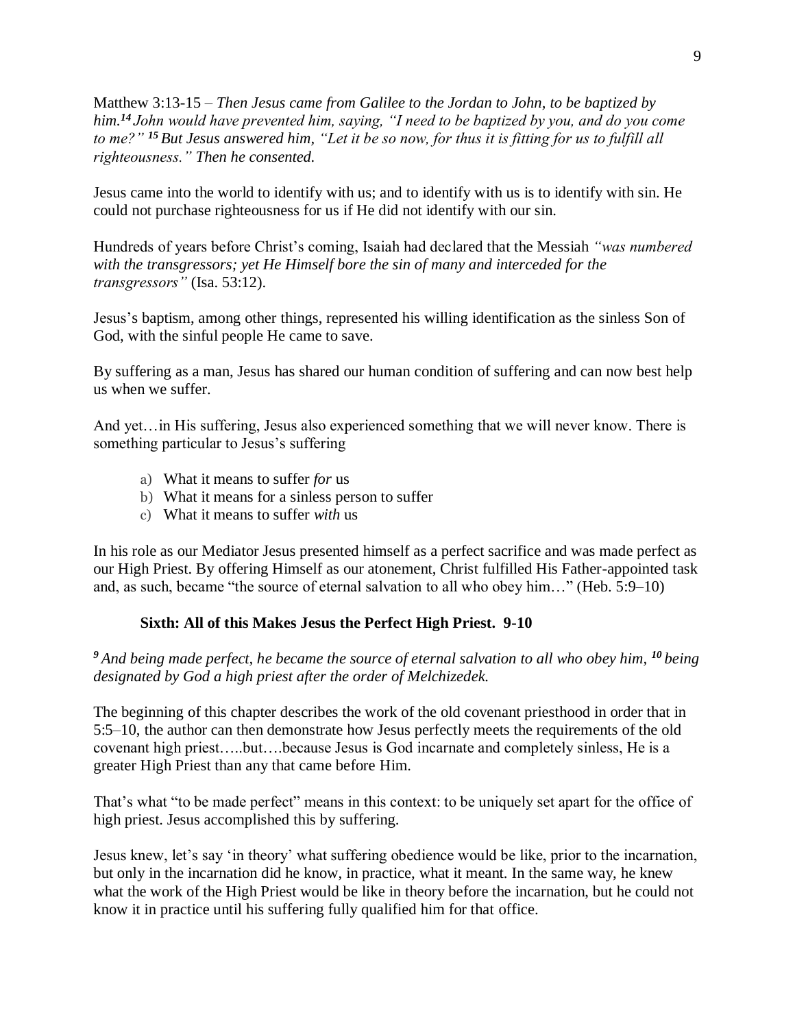Matthew 3:13-15 – *Then Jesus came from Galilee to the Jordan to John, to be baptized by him.[14] John would have prevented him, saying, "I need to be baptized by you, and do you come to me?" [15] But Jesus answered him, "Let it be so now, for thus it is fitting for us to fulfill all righteousness." Then he consented.*

Jesus came into the world to identify with us; and to identify with us is to identify with sin. He could not purchase righteousness for us if He did not identify with our sin.

Hundreds of years before Christ's coming, Isaiah had declared that the Messiah *"was numbered with the transgressors; yet He Himself bore the sin of many and interceded for the transgressors"* (Isa. 53:12).

Jesus's baptism, among other things, represented his willing identification as the sinless Son of God, with the sinful people He came to save.

By suffering as a man, Jesus has shared our human condition of suffering and can now best help us when we suffer.

And yet…in His suffering, Jesus also experienced something that we will never know. There is something particular to Jesus's suffering

a) What it means to suffer *for* us
b) What it means for a sinless person to suffer
c) What it means to suffer *with* us

In his role as our Mediator Jesus presented himself as a perfect sacrifice and was made perfect as our High Priest. By offering Himself as our atonement, Christ fulfilled His Father-appointed task and, as such, became "the source of eternal salvation to all who obey him…" (Heb. 5:9–10)

**Sixth: All of this Makes Jesus the Perfect High Priest. 9-10**

*[9] And being made perfect, he became the source of eternal salvation to all who obey him, [10] being designated by God a high priest after the order of Melchizedek.*

The beginning of this chapter describes the work of the old covenant priesthood in order that in 5:5–10, the author can then demonstrate how Jesus perfectly meets the requirements of the old covenant high priest…..but….because Jesus is God incarnate and completely sinless, He is a greater High Priest than any that came before Him.

That's what "to be made perfect" means in this context: to be uniquely set apart for the office of high priest. Jesus accomplished this by suffering.

Jesus knew, let's say 'in theory' what suffering obedience would be like, prior to the incarnation, but only in the incarnation did he know, in practice, what it meant. In the same way, he knew what the work of the High Priest would be like in theory before the incarnation, but he could not know it in practice until his suffering fully qualified him for that office.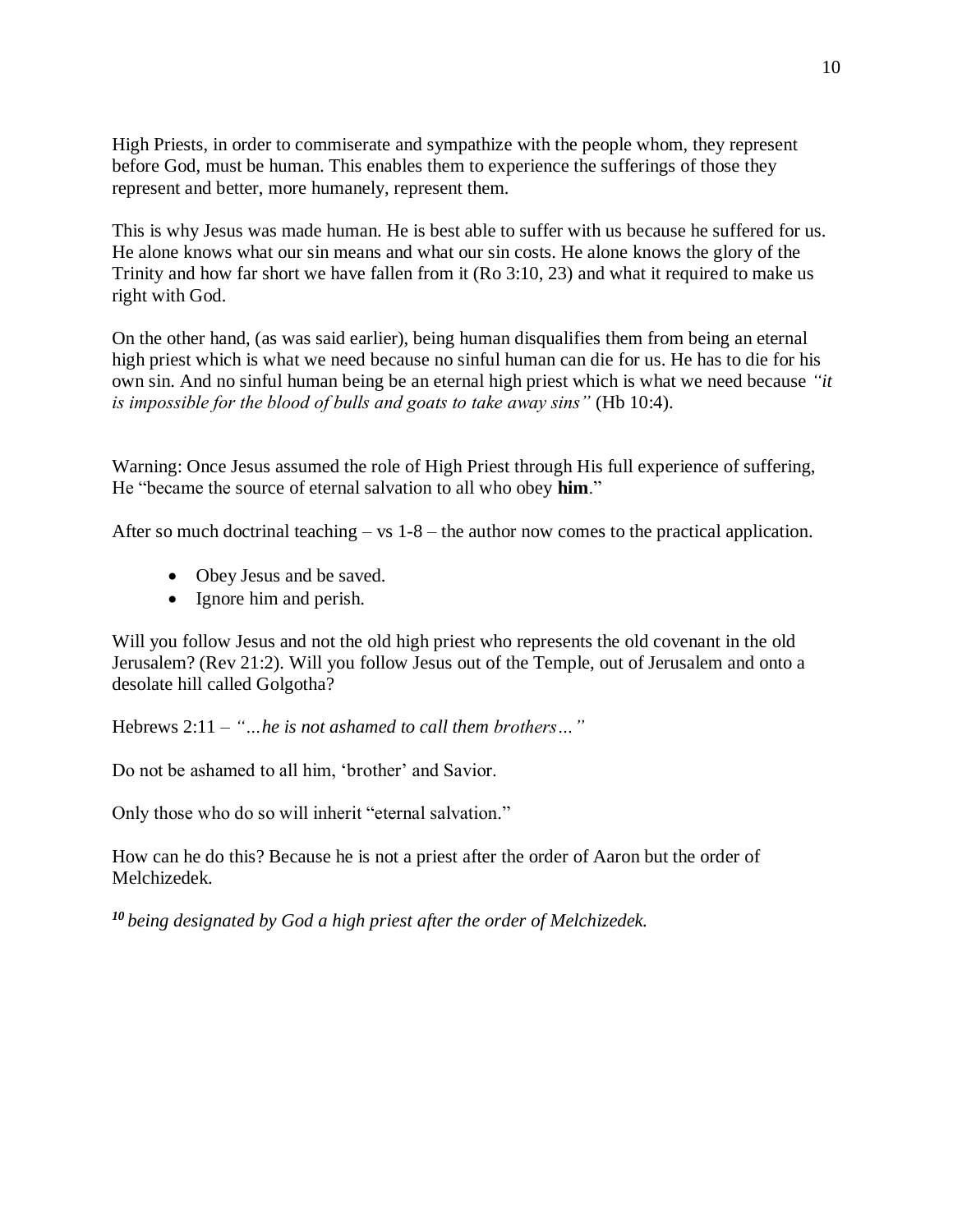High Priests, in order to commiserate and sympathize with the people whom, they represent before God, must be human. This enables them to experience the sufferings of those they represent and better, more humanely, represent them.

This is why Jesus was made human. He is best able to suffer with us because he suffered for us. He alone knows what our sin means and what our sin costs. He alone knows the glory of the Trinity and how far short we have fallen from it (Ro 3:10, 23) and what it required to make us right with God.

On the other hand, (as was said earlier), being human disqualifies them from being an eternal high priest which is what we need because no sinful human can die for us. He has to die for his own sin. And no sinful human being be an eternal high priest which is what we need because *"it is impossible for the blood of bulls and goats to take away sins"* (Hb 10:4).

Warning: Once Jesus assumed the role of High Priest through His full experience of suffering, He "became the source of eternal salvation to all who obey **him**."

After so much doctrinal teaching – vs 1-8 – the author now comes to the practical application.

- Obey Jesus and be saved.
- Ignore him and perish.

Will you follow Jesus and not the old high priest who represents the old covenant in the old Jerusalem? (Rev 21:2). Will you follow Jesus out of the Temple, out of Jerusalem and onto a desolate hill called Golgotha?

Hebrews 2:11 – *"…he is not ashamed to call them brothers…"*

Do not be ashamed to all him, 'brother' and Savior.

Only those who do so will inherit "eternal salvation."

How can he do this? Because he is not a priest after the order of Aaron but the order of Melchizedek.

***10*** *being designated by God a high priest after the order of Melchizedek.*